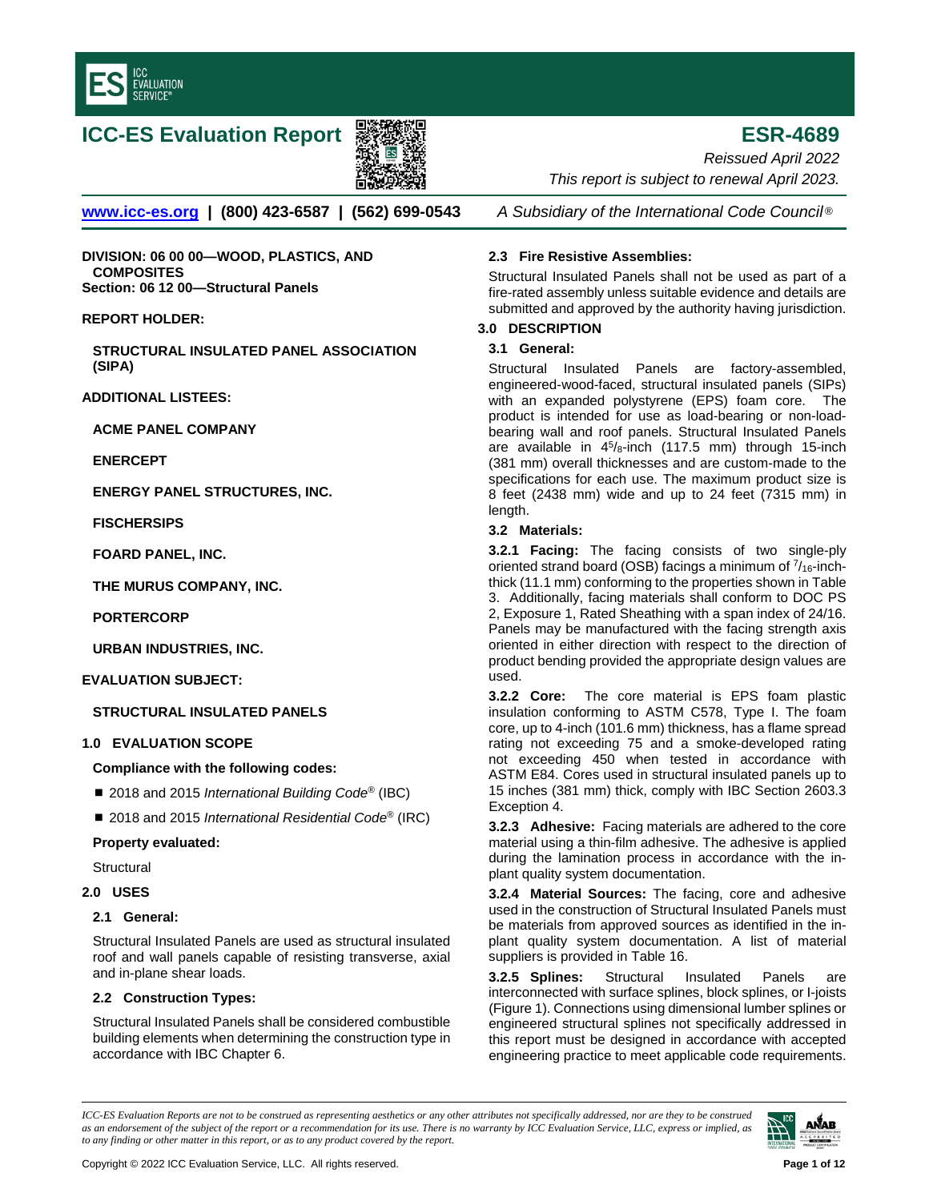# ICC-ES Evaluation Report

# ESR-4689

*Reissued April 2022*

*This report is subject to renewal April 2023.*

www.icc-es.org | (800) 423-6587 | (562) 699-0543 *A Subsidiary of the International Code Council®*

**DIVISION: 06 00 00—WOOD, PLASTICS, AND COMPOSITES**
**Section: 06 12 00—Structural Panels**

**REPORT HOLDER:**

**STRUCTURAL INSULATED PANEL ASSOCIATION (SIPA)**

**ADDITIONAL LISTEES:**

**ACME PANEL COMPANY**

**ENERCEPT**

**ENERGY PANEL STRUCTURES, INC.**

**FISCHERSIPS**

**FOARD PANEL, INC.**

**THE MURUS COMPANY, INC.**

**PORTERCORP**

**URBAN INDUSTRIES, INC.**

**EVALUATION SUBJECT:**

**STRUCTURAL INSULATED PANELS**

## 1.0 EVALUATION SCOPE

**Compliance with the following codes:**

- 2018 and 2015 *International Building Code®* (IBC)
- 2018 and 2015 *International Residential Code®* (IRC)

**Property evaluated:**

Structural

## 2.0 USES

### 2.1 General:

Structural Insulated Panels are used as structural insulated roof and wall panels capable of resisting transverse, axial and in-plane shear loads.

### 2.2 Construction Types:

Structural Insulated Panels shall be considered combustible building elements when determining the construction type in accordance with IBC Chapter 6.

### 2.3 Fire Resistive Assemblies:

Structural Insulated Panels shall not be used as part of a fire-rated assembly unless suitable evidence and details are submitted and approved by the authority having jurisdiction.

## 3.0 DESCRIPTION

### 3.1 General:

Structural Insulated Panels are factory-assembled, engineered-wood-faced, structural insulated panels (SIPs) with an expanded polystyrene (EPS) foam core. The product is intended for use as load-bearing or non-load-bearing wall and roof panels. Structural Insulated Panels are available in 4⁵/₈-inch (117.5 mm) through 15-inch (381 mm) overall thicknesses and are custom-made to the specifications for each use. The maximum product size is 8 feet (2438 mm) wide and up to 24 feet (7315 mm) in length.

### 3.2 Materials:

**3.2.1 Facing:** The facing consists of two single-ply oriented strand board (OSB) facings a minimum of ⁷/₁₆-inch-thick (11.1 mm) conforming to the properties shown in Table 3. Additionally, facing materials shall conform to DOC PS 2, Exposure 1, Rated Sheathing with a span index of 24/16. Panels may be manufactured with the facing strength axis oriented in either direction with respect to the direction of product bending provided the appropriate design values are used.

**3.2.2 Core:** The core material is EPS foam plastic insulation conforming to ASTM C578, Type I. The foam core, up to 4-inch (101.6 mm) thickness, has a flame spread rating not exceeding 75 and a smoke-developed rating not exceeding 450 when tested in accordance with ASTM E84. Cores used in structural insulated panels up to 15 inches (381 mm) thick, comply with IBC Section 2603.3 Exception 4.

**3.2.3 Adhesive:** Facing materials are adhered to the core material using a thin-film adhesive. The adhesive is applied during the lamination process in accordance with the in-plant quality system documentation.

**3.2.4 Material Sources:** The facing, core and adhesive used in the construction of Structural Insulated Panels must be materials from approved sources as identified in the in-plant quality system documentation. A list of material suppliers is provided in Table 16.

**3.2.5 Splines:** Structural Insulated Panels are interconnected with surface splines, block splines, or I-joists (Figure 1). Connections using dimensional lumber splines or engineered structural splines not specifically addressed in this report must be designed in accordance with accepted engineering practice to meet applicable code requirements.

*ICC-ES Evaluation Reports are not to be construed as representing aesthetics or any other attributes not specifically addressed, nor are they to be construed as an endorsement of the subject of the report or a recommendation for its use. There is no warranty by ICC Evaluation Service, LLC, express or implied, as to any finding or other matter in this report, or as to any product covered by the report.*

Copyright © 2022 ICC Evaluation Service, LLC. All rights reserved.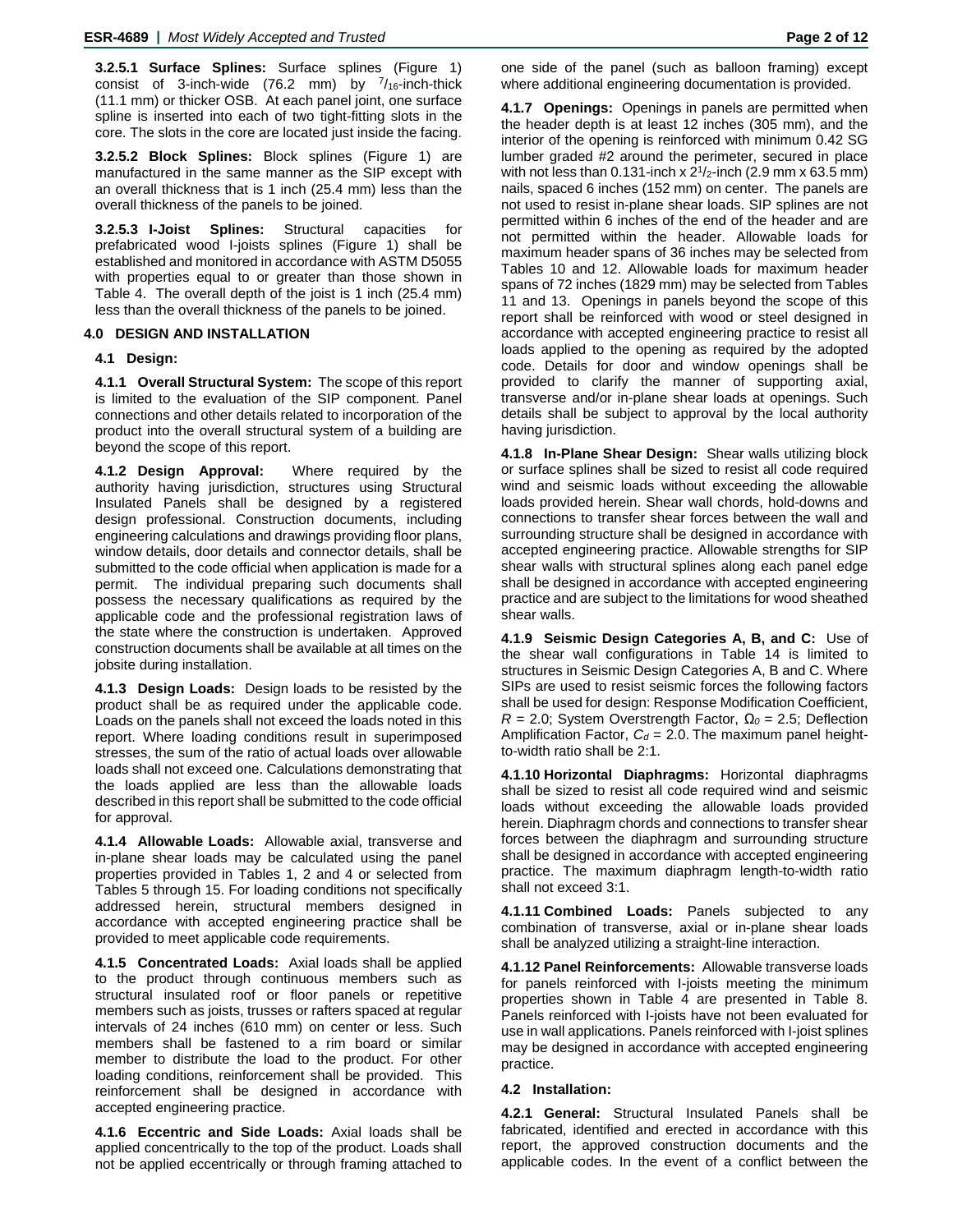**3.2.5.1 Surface Splines:** Surface splines (Figure 1) consist of 3-inch-wide (76.2 mm) by 7/16-inch-thick (11.1 mm) or thicker OSB. At each panel joint, one surface spline is inserted into each of two tight-fitting slots in the core. The slots in the core are located just inside the facing.

**3.2.5.2 Block Splines:** Block splines (Figure 1) are manufactured in the same manner as the SIP except with an overall thickness that is 1 inch (25.4 mm) less than the overall thickness of the panels to be joined.

**3.2.5.3 I-Joist Splines:** Structural capacities for prefabricated wood I-joists splines (Figure 1) shall be established and monitored in accordance with ASTM D5055 with properties equal to or greater than those shown in Table 4. The overall depth of the joist is 1 inch (25.4 mm) less than the overall thickness of the panels to be joined.

## 4.0 DESIGN AND INSTALLATION

### 4.1 Design:

**4.1.1 Overall Structural System:** The scope of this report is limited to the evaluation of the SIP component. Panel connections and other details related to incorporation of the product into the overall structural system of a building are beyond the scope of this report.

**4.1.2 Design Approval:** Where required by the authority having jurisdiction, structures using Structural Insulated Panels shall be designed by a registered design professional. Construction documents, including engineering calculations and drawings providing floor plans, window details, door details and connector details, shall be submitted to the code official when application is made for a permit. The individual preparing such documents shall possess the necessary qualifications as required by the applicable code and the professional registration laws of the state where the construction is undertaken. Approved construction documents shall be available at all times on the jobsite during installation.

**4.1.3 Design Loads:** Design loads to be resisted by the product shall be as required under the applicable code. Loads on the panels shall not exceed the loads noted in this report. Where loading conditions result in superimposed stresses, the sum of the ratio of actual loads over allowable loads shall not exceed one. Calculations demonstrating that the loads applied are less than the allowable loads described in this report shall be submitted to the code official for approval.

**4.1.4 Allowable Loads:** Allowable axial, transverse and in-plane shear loads may be calculated using the panel properties provided in Tables 1, 2 and 4 or selected from Tables 5 through 15. For loading conditions not specifically addressed herein, structural members designed in accordance with accepted engineering practice shall be provided to meet applicable code requirements.

**4.1.5 Concentrated Loads:** Axial loads shall be applied to the product through continuous members such as structural insulated roof or floor panels or repetitive members such as joists, trusses or rafters spaced at regular intervals of 24 inches (610 mm) on center or less. Such members shall be fastened to a rim board or similar member to distribute the load to the product. For other loading conditions, reinforcement shall be provided. This reinforcement shall be designed in accordance with accepted engineering practice.

**4.1.6 Eccentric and Side Loads:** Axial loads shall be applied concentrically to the top of the product. Loads shall not be applied eccentrically or through framing attached to one side of the panel (such as balloon framing) except where additional engineering documentation is provided.

**4.1.7 Openings:** Openings in panels are permitted when the header depth is at least 12 inches (305 mm), and the interior of the opening is reinforced with minimum 0.42 SG lumber graded #2 around the perimeter, secured in place with not less than 0.131-inch x 2 1/2-inch (2.9 mm x 63.5 mm) nails, spaced 6 inches (152 mm) on center. The panels are not used to resist in-plane shear loads. SIP splines are not permitted within 6 inches of the end of the header and are not permitted within the header. Allowable loads for maximum header spans of 36 inches may be selected from Tables 10 and 12. Allowable loads for maximum header spans of 72 inches (1829 mm) may be selected from Tables 11 and 13. Openings in panels beyond the scope of this report shall be reinforced with wood or steel designed in accordance with accepted engineering practice to resist all loads applied to the opening as required by the adopted code. Details for door and window openings shall be provided to clarify the manner of supporting axial, transverse and/or in-plane shear loads at openings. Such details shall be subject to approval by the local authority having jurisdiction.

**4.1.8 In-Plane Shear Design:** Shear walls utilizing block or surface splines shall be sized to resist all code required wind and seismic loads without exceeding the allowable loads provided herein. Shear wall chords, hold-downs and connections to transfer shear forces between the wall and surrounding structure shall be designed in accordance with accepted engineering practice. Allowable strengths for SIP shear walls with structural splines along each panel edge shall be designed in accordance with accepted engineering practice and are subject to the limitations for wood sheathed shear walls.

**4.1.9 Seismic Design Categories A, B, and C:** Use of the shear wall configurations in Table 14 is limited to structures in Seismic Design Categories A, B and C. Where SIPs are used to resist seismic forces the following factors shall be used for design: Response Modification Coefficient, $R$ = 2.0; System Overstrength Factor, $\Omega_0$ = 2.5; Deflection Amplification Factor, $C_d$ = 2.0. The maximum panel height-to-width ratio shall be 2:1.

**4.1.10 Horizontal Diaphragms:** Horizontal diaphragms shall be sized to resist all code required wind and seismic loads without exceeding the allowable loads provided herein. Diaphragm chords and connections to transfer shear forces between the diaphragm and surrounding structure shall be designed in accordance with accepted engineering practice. The maximum diaphragm length-to-width ratio shall not exceed 3:1.

**4.1.11 Combined Loads:** Panels subjected to any combination of transverse, axial or in-plane shear loads shall be analyzed utilizing a straight-line interaction.

**4.1.12 Panel Reinforcements:** Allowable transverse loads for panels reinforced with I-joists meeting the minimum properties shown in Table 4 are presented in Table 8. Panels reinforced with I-joists have not been evaluated for use in wall applications. Panels reinforced with I-joist splines may be designed in accordance with accepted engineering practice.

### 4.2 Installation:

**4.2.1 General:** Structural Insulated Panels shall be fabricated, identified and erected in accordance with this report, the approved construction documents and the applicable codes. In the event of a conflict between the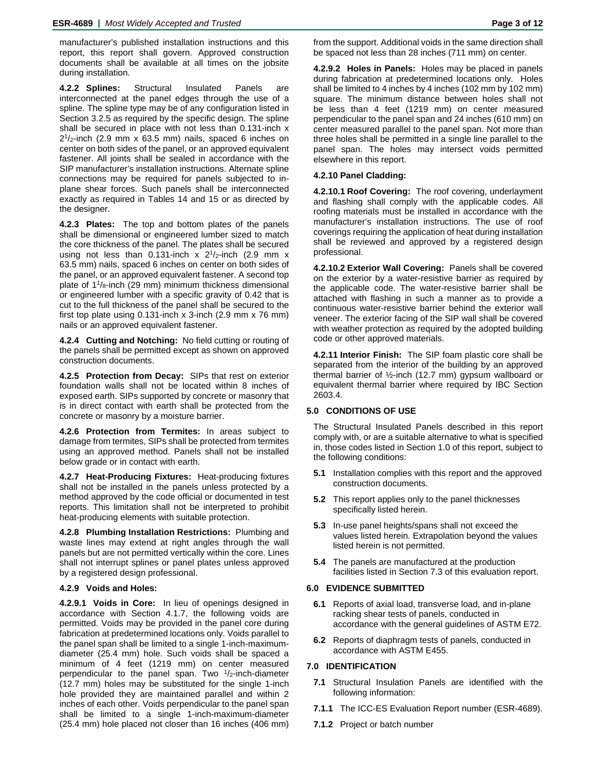manufacturer's published installation instructions and this report, this report shall govern. Approved construction documents shall be available at all times on the jobsite during installation.

**4.2.2 Splines:** Structural Insulated Panels are interconnected at the panel edges through the use of a spline. The spline type may be of any configuration listed in Section 3.2.5 as required by the specific design. The spline shall be secured in place with not less than 0.131-inch x $2^1/_2$-inch (2.9 mm x 63.5 mm) nails, spaced 6 inches on center on both sides of the panel, or an approved equivalent fastener. All joints shall be sealed in accordance with the SIP manufacturer's installation instructions. Alternate spline connections may be required for panels subjected to in-plane shear forces. Such panels shall be interconnected exactly as required in Tables 14 and 15 or as directed by the designer.

**4.2.3 Plates:** The top and bottom plates of the panels shall be dimensional or engineered lumber sized to match the core thickness of the panel. The plates shall be secured using not less than 0.131-inch x $2^1/_2$-inch (2.9 mm x 63.5 mm) nails, spaced 6 inches on center on both sides of the panel, or an approved equivalent fastener. A second top plate of $1^1/_8$-inch (29 mm) minimum thickness dimensional or engineered lumber with a specific gravity of 0.42 that is cut to the full thickness of the panel shall be secured to the first top plate using 0.131-inch x 3-inch (2.9 mm x 76 mm) nails or an approved equivalent fastener.

**4.2.4 Cutting and Notching:** No field cutting or routing of the panels shall be permitted except as shown on approved construction documents.

**4.2.5 Protection from Decay:** SIPs that rest on exterior foundation walls shall not be located within 8 inches of exposed earth. SIPs supported by concrete or masonry that is in direct contact with earth shall be protected from the concrete or masonry by a moisture barrier.

**4.2.6 Protection from Termites:** In areas subject to damage from termites, SIPs shall be protected from termites using an approved method. Panels shall not be installed below grade or in contact with earth.

**4.2.7 Heat-Producing Fixtures:** Heat-producing fixtures shall not be installed in the panels unless protected by a method approved by the code official or documented in test reports. This limitation shall not be interpreted to prohibit heat-producing elements with suitable protection.

**4.2.8 Plumbing Installation Restrictions:** Plumbing and waste lines may extend at right angles through the wall panels but are not permitted vertically within the core. Lines shall not interrupt splines or panel plates unless approved by a registered design professional.

**4.2.9 Voids and Holes:**

**4.2.9.1 Voids in Core:** In lieu of openings designed in accordance with Section 4.1.7, the following voids are permitted. Voids may be provided in the panel core during fabrication at predetermined locations only. Voids parallel to the panel span shall be limited to a single 1-inch-maximum-diameter (25.4 mm) hole. Such voids shall be spaced a minimum of 4 feet (1219 mm) on center measured perpendicular to the panel span. Two $^1/_2$-inch-diameter (12.7 mm) holes may be substituted for the single 1-inch hole provided they are maintained parallel and within 2 inches of each other. Voids perpendicular to the panel span shall be limited to a single 1-inch-maximum-diameter (25.4 mm) hole placed not closer than 16 inches (406 mm) from the support. Additional voids in the same direction shall be spaced not less than 28 inches (711 mm) on center.

**4.2.9.2 Holes in Panels:** Holes may be placed in panels during fabrication at predetermined locations only. Holes shall be limited to 4 inches by 4 inches (102 mm by 102 mm) square. The minimum distance between holes shall not be less than 4 feet (1219 mm) on center measured perpendicular to the panel span and 24 inches (610 mm) on center measured parallel to the panel span. Not more than three holes shall be permitted in a single line parallel to the panel span. The holes may intersect voids permitted elsewhere in this report.

**4.2.10 Panel Cladding:**

**4.2.10.1 Roof Covering:** The roof covering, underlayment and flashing shall comply with the applicable codes. All roofing materials must be installed in accordance with the manufacturer's installation instructions. The use of roof coverings requiring the application of heat during installation shall be reviewed and approved by a registered design professional.

**4.2.10.2 Exterior Wall Covering:** Panels shall be covered on the exterior by a water-resistive barrier as required by the applicable code. The water-resistive barrier shall be attached with flashing in such a manner as to provide a continuous water-resistive barrier behind the exterior wall veneer. The exterior facing of the SIP wall shall be covered with weather protection as required by the adopted building code or other approved materials.

**4.2.11 Interior Finish:** The SIP foam plastic core shall be separated from the interior of the building by an approved thermal barrier of ½-inch (12.7 mm) gypsum wallboard or equivalent thermal barrier where required by IBC Section 2603.4.

## 5.0 CONDITIONS OF USE

The Structural Insulated Panels described in this report comply with, or are a suitable alternative to what is specified in, those codes listed in Section 1.0 of this report, subject to the following conditions:

- **5.1** Installation complies with this report and the approved construction documents.
- **5.2** This report applies only to the panel thicknesses specifically listed herein.
- **5.3** In-use panel heights/spans shall not exceed the values listed herein. Extrapolation beyond the values listed herein is not permitted.
- **5.4** The panels are manufactured at the production facilities listed in Section 7.3 of this evaluation report.

## 6.0 EVIDENCE SUBMITTED

- **6.1** Reports of axial load, transverse load, and in-plane racking shear tests of panels, conducted in accordance with the general guidelines of ASTM E72.
- **6.2** Reports of diaphragm tests of panels, conducted in accordance with ASTM E455.

## 7.0 IDENTIFICATION

- **7.1** Structural Insulation Panels are identified with the following information:
- **7.1.1** The ICC-ES Evaluation Report number (ESR-4689).
- **7.1.2** Project or batch number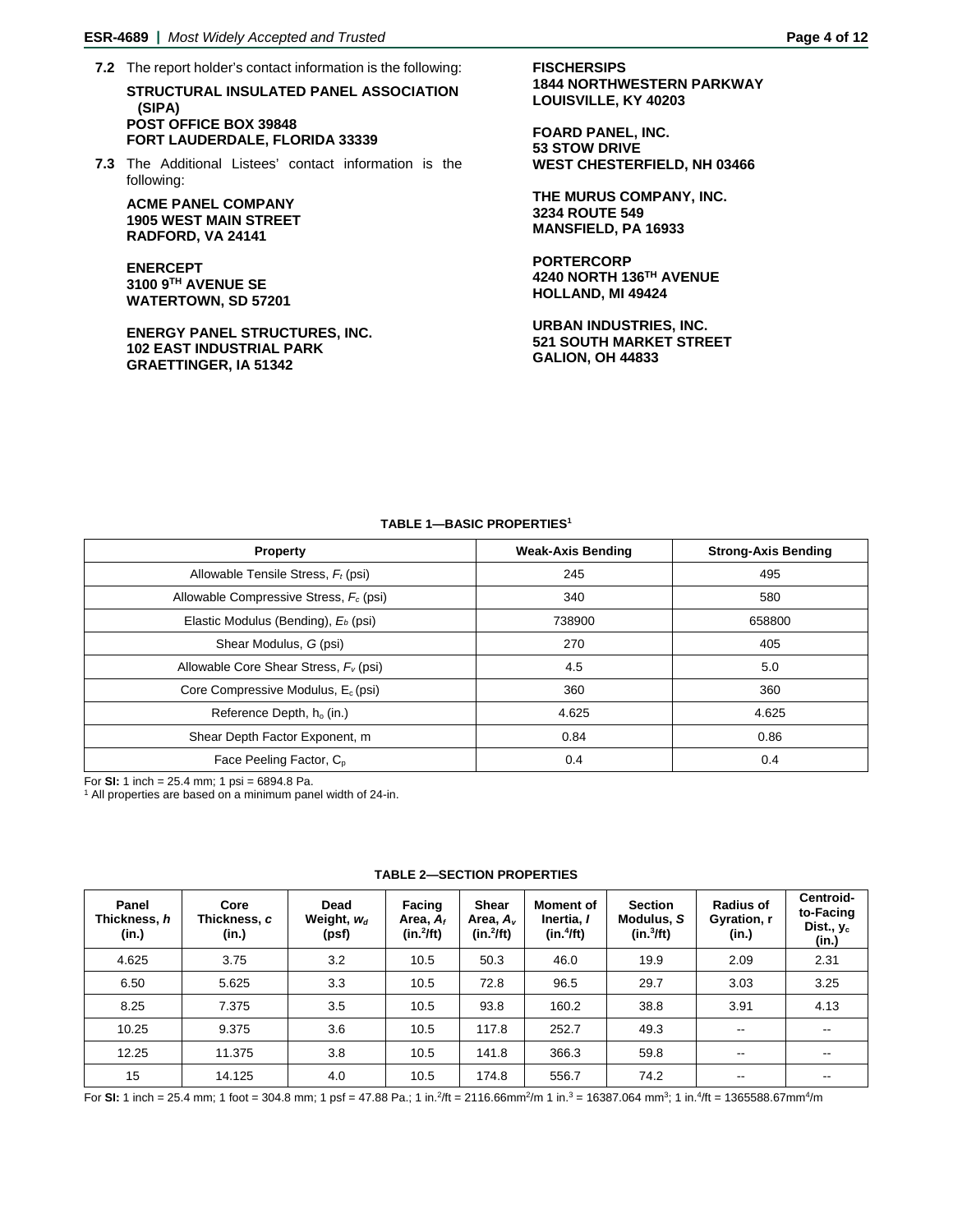**7.2** The report holder's contact information is the following:

**STRUCTURAL INSULATED PANEL ASSOCIATION (SIPA)**
**POST OFFICE BOX 39848**
**FORT LAUDERDALE, FLORIDA 33339**

**7.3** The Additional Listees' contact information is the following:

**ACME PANEL COMPANY**
**1905 WEST MAIN STREET**
**RADFORD, VA 24141**

**ENERCEPT**
**3100 9TH AVENUE SE**
**WATERTOWN, SD 57201**

**ENERGY PANEL STRUCTURES, INC.**
**102 EAST INDUSTRIAL PARK**
**GRAETTINGER, IA 51342**

**FISCHERSIPS**
**1844 NORTHWESTERN PARKWAY**
**LOUISVILLE, KY 40203**

**FOARD PANEL, INC.**
**53 STOW DRIVE**
**WEST CHESTERFIELD, NH 03466**

**THE MURUS COMPANY, INC.**
**3234 ROUTE 549**
**MANSFIELD, PA 16933**

**PORTERCORP**
**4240 NORTH 136TH AVENUE**
**HOLLAND, MI 49424**

**URBAN INDUSTRIES, INC.**
**521 SOUTH MARKET STREET**
**GALION, OH 44833**

**TABLE 1—BASIC PROPERTIES[1]**

| Property | Weak-Axis Bending | Strong-Axis Bending |
|---|---|---|
| Allowable Tensile Stress, $F_t$ (psi) | 245 | 495 |
| Allowable Compressive Stress, $F_c$ (psi) | 340 | 580 |
| Elastic Modulus (Bending), $E_b$ (psi) | 738900 | 658800 |
| Shear Modulus, $G$ (psi) | 270 | 405 |
| Allowable Core Shear Stress, $F_v$ (psi) | 4.5 | 5.0 |
| Core Compressive Modulus, $E_c$ (psi) | 360 | 360 |
| Reference Depth, $h_o$ (in.) | 4.625 | 4.625 |
| Shear Depth Factor Exponent, m | 0.84 | 0.86 |
| Face Peeling Factor, $C_p$ | 0.4 | 0.4 |

For **SI:** 1 inch = 25.4 mm; 1 psi = 6894.8 Pa.
[1] All properties are based on a minimum panel width of 24-in.

**TABLE 2—SECTION PROPERTIES**

| Panel Thickness, $h$ (in.) | Core Thickness, $c$ (in.) | Dead Weight, $w_d$ (psf) | Facing Area, $A_f$ (in.$^2$/ft) | Shear Area, $A_v$ (in.$^2$/ft) | Moment of Inertia, $I$ (in.$^4$/ft) | Section Modulus, $S$ (in.$^3$/ft) | Radius of Gyration, r (in.) | Centroid-to-Facing Dist., $y_c$ (in.) |
|---|---|---|---|---|---|---|---|---|
| 4.625 | 3.75 | 3.2 | 10.5 | 50.3 | 46.0 | 19.9 | 2.09 | 2.31 |
| 6.50 | 5.625 | 3.3 | 10.5 | 72.8 | 96.5 | 29.7 | 3.03 | 3.25 |
| 8.25 | 7.375 | 3.5 | 10.5 | 93.8 | 160.2 | 38.8 | 3.91 | 4.13 |
| 10.25 | 9.375 | 3.6 | 10.5 | 117.8 | 252.7 | 49.3 | -- | -- |
| 12.25 | 11.375 | 3.8 | 10.5 | 141.8 | 366.3 | 59.8 | -- | -- |
| 15 | 14.125 | 4.0 | 10.5 | 174.8 | 556.7 | 74.2 | -- | -- |

For **SI:** 1 inch = 25.4 mm; 1 foot = 304.8 mm; 1 psf = 47.88 Pa.; 1 in.$^2$/ft = 2116.66mm$^2$/m 1 in.$^3$ = 16387.064 mm$^3$; 1 in.$^4$/ft = 1365588.67mm$^4$/m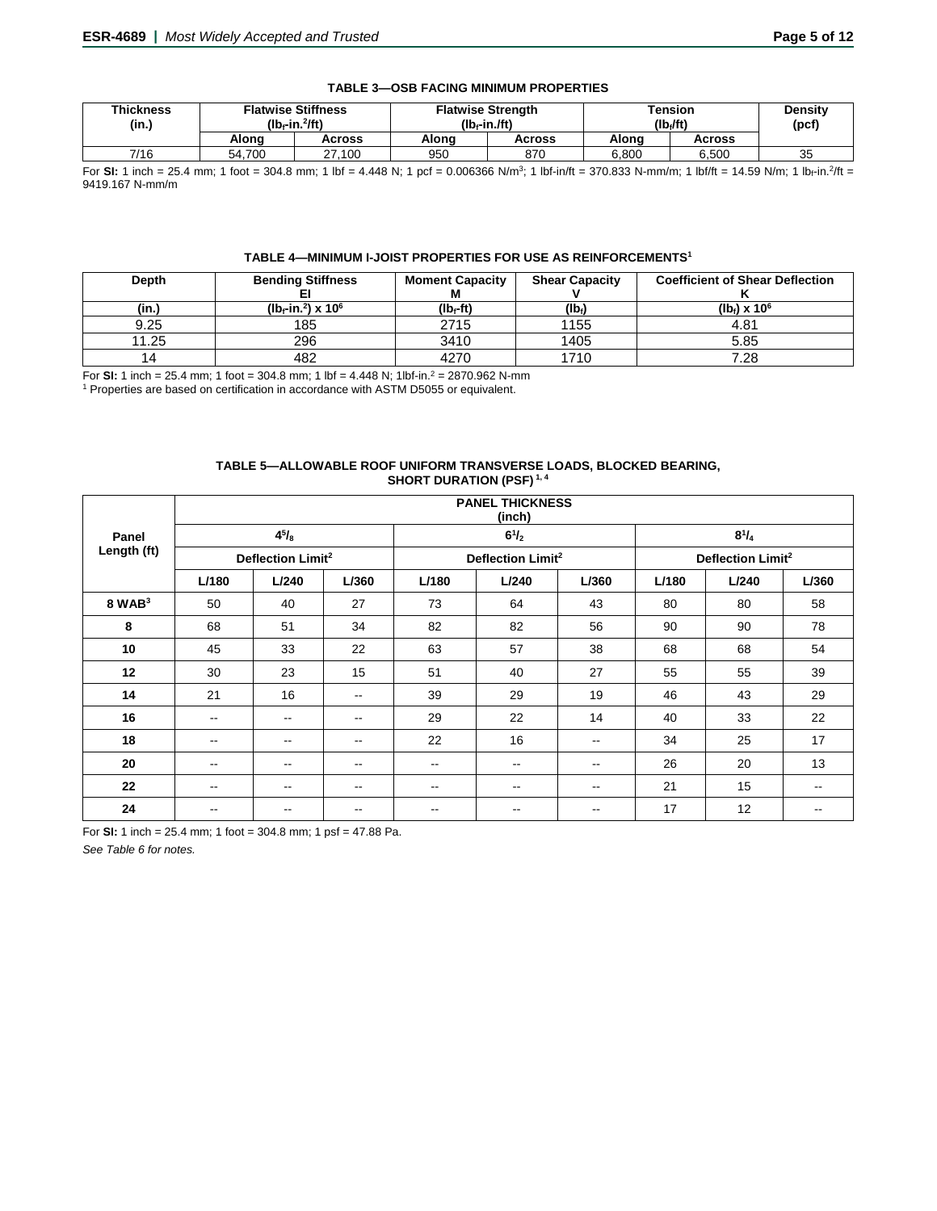**TABLE 3—OSB FACING MINIMUM PROPERTIES**

| Thickness (in.) | Flatwise Stiffness ($lb_f$-in.$^2$/ft) | | Flatwise Strength ($lb_f$-in./ft) | | Tension ($lb_f$/ft) | | Density (pcf) |
|---|---|---|---|---|---|---|---|
| | Along | Across | Along | Across | Along | Across | |
| 7/16 | 54,700 | 27,100 | 950 | 870 | 6,800 | 6,500 | 35 |

For **SI:** 1 inch = 25.4 mm; 1 foot = 304.8 mm; 1 lbf = 4.448 N; 1 pcf = 0.006366 N/m$^3$; 1 lbf-in/ft = 370.833 N-mm/m; 1 lbf/ft = 14.59 N/m; 1 $lb_f$-in.$^2$/ft = 9419.167 N-mm/m

**TABLE 4—MINIMUM I-JOIST PROPERTIES FOR USE AS REINFORCEMENTS[1]**

| Depth | Bending Stiffness EI | Moment Capacity M | Shear Capacity V | Coefficient of Shear Deflection K |
|---|---|---|---|---|
| (in.) | ($lb_f$-in.$^2$) x $10^6$ | ($lb_f$-ft) | ($lb_f$) | ($lb_f$) x $10^6$ |
| 9.25 | 185 | 2715 | 1155 | 4.81 |
| 11.25 | 296 | 3410 | 1405 | 5.85 |
| 14 | 482 | 4270 | 1710 | 7.28 |

For **SI:** 1 inch = 25.4 mm; 1 foot = 304.8 mm; 1 lbf = 4.448 N; 1lbf-in.$^2$ = 2870.962 N-mm

[1] Properties are based on certification in accordance with ASTM D5055 or equivalent.

**TABLE 5—ALLOWABLE ROOF UNIFORM TRANSVERSE LOADS, BLOCKED BEARING, SHORT DURATION (PSF)[1, 4]**

| Panel Length (ft) | PANEL THICKNESS (inch) | | | | | | | | |
|---|---|---|---|---|---|---|---|---|---|
| | $4^5/_8$ | | | $6^1/_2$ | | | $8^1/_4$ | | |
| | Deflection Limit[2] | | | Deflection Limit[2] | | | Deflection Limit[2] | | |
| | L/180 | L/240 | L/360 | L/180 | L/240 | L/360 | L/180 | L/240 | L/360 |
| **8 WAB[3]** | 50 | 40 | 27 | 73 | 64 | 43 | 80 | 80 | 58 |
| **8** | 68 | 51 | 34 | 82 | 82 | 56 | 90 | 90 | 78 |
| **10** | 45 | 33 | 22 | 63 | 57 | 38 | 68 | 68 | 54 |
| **12** | 30 | 23 | 15 | 51 | 40 | 27 | 55 | 55 | 39 |
| **14** | 21 | 16 | -- | 39 | 29 | 19 | 46 | 43 | 29 |
| **16** | -- | -- | -- | 29 | 22 | 14 | 40 | 33 | 22 |
| **18** | -- | -- | -- | 22 | 16 | -- | 34 | 25 | 17 |
| **20** | -- | -- | -- | -- | -- | -- | 26 | 20 | 13 |
| **22** | -- | -- | -- | -- | -- | -- | 21 | 15 | -- |
| **24** | -- | -- | -- | -- | -- | -- | 17 | 12 | -- |

For **SI:** 1 inch = 25.4 mm; 1 foot = 304.8 mm; 1 psf = 47.88 Pa.

*See Table 6 for notes.*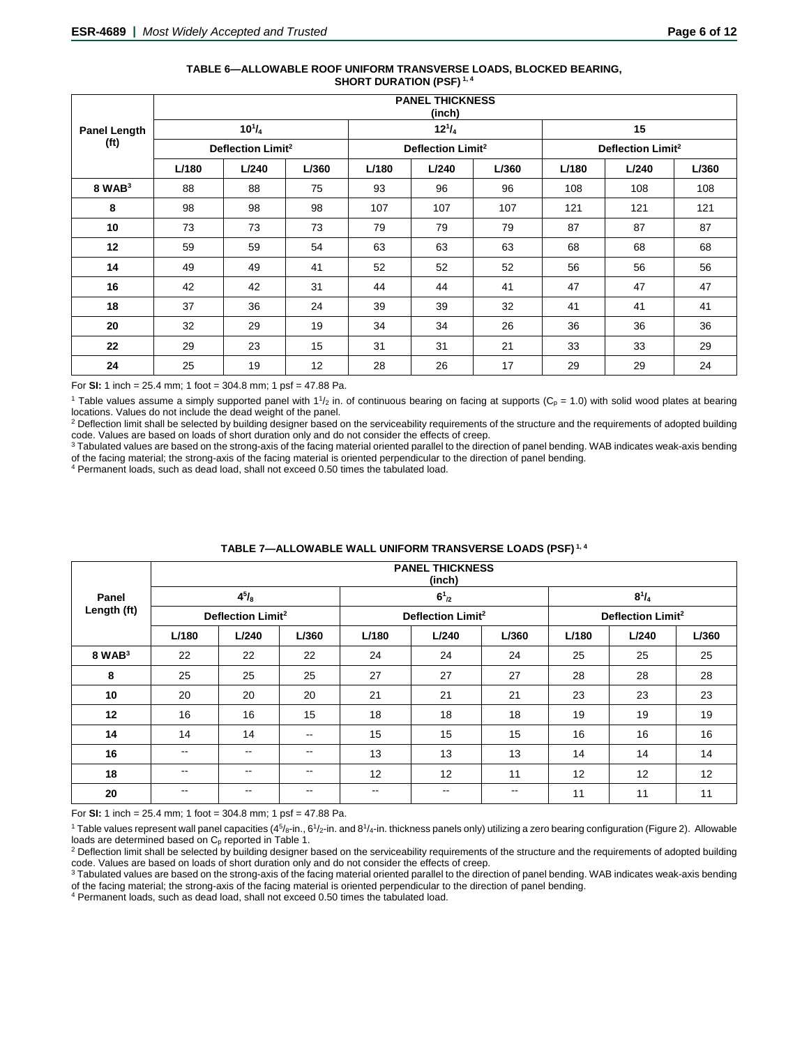**TABLE 6—ALLOWABLE ROOF UNIFORM TRANSVERSE LOADS, BLOCKED BEARING, SHORT DURATION (PSF) [1, 4]**

| Panel Length (ft) | PANEL THICKNESS (inch) | | | | | | | | |
|---|---|---|---|---|---|---|---|---|---|
| | $10^1/_4$ | | | $12^1/_4$ | | | 15 | | |
| | Deflection Limit[2] | | | Deflection Limit[2] | | | Deflection Limit[2] | | |
| | L/180 | L/240 | L/360 | L/180 | L/240 | L/360 | L/180 | L/240 | L/360 |
| 8 WAB[3] | 88 | 88 | 75 | 93 | 96 | 96 | 108 | 108 | 108 |
| 8 | 98 | 98 | 98 | 107 | 107 | 107 | 121 | 121 | 121 |
| 10 | 73 | 73 | 73 | 79 | 79 | 79 | 87 | 87 | 87 |
| 12 | 59 | 59 | 54 | 63 | 63 | 63 | 68 | 68 | 68 |
| 14 | 49 | 49 | 41 | 52 | 52 | 52 | 56 | 56 | 56 |
| 16 | 42 | 42 | 31 | 44 | 44 | 41 | 47 | 47 | 47 |
| 18 | 37 | 36 | 24 | 39 | 39 | 32 | 41 | 41 | 41 |
| 20 | 32 | 29 | 19 | 34 | 34 | 26 | 36 | 36 | 36 |
| 22 | 29 | 23 | 15 | 31 | 31 | 21 | 33 | 33 | 29 |
| 24 | 25 | 19 | 12 | 28 | 26 | 17 | 29 | 29 | 24 |

For **SI:** 1 inch = 25.4 mm; 1 foot = 304.8 mm; 1 psf = 47.88 Pa.

[1] Table values assume a simply supported panel with $1^1/_2$ in. of continuous bearing on facing at supports ($C_p$ = 1.0) with solid wood plates at bearing locations. Values do not include the dead weight of the panel.

[2] Deflection limit shall be selected by building designer based on the serviceability requirements of the structure and the requirements of adopted building code. Values are based on loads of short duration only and do not consider the effects of creep.

[3] Tabulated values are based on the strong-axis of the facing material oriented parallel to the direction of panel bending. WAB indicates weak-axis bending of the facing material; the strong-axis of the facing material is oriented perpendicular to the direction of panel bending.

[4] Permanent loads, such as dead load, shall not exceed 0.50 times the tabulated load.

**TABLE 7—ALLOWABLE WALL UNIFORM TRANSVERSE LOADS (PSF) [1, 4]**

| Panel Length (ft) | PANEL THICKNESS (inch) | | | | | | | | |
|---|---|---|---|---|---|---|---|---|---|
| | $4^5/_8$ | | | $6^1/_2$ | | | $8^1/_4$ | | |
| | Deflection Limit[2] | | | Deflection Limit[2] | | | Deflection Limit[2] | | |
| | L/180 | L/240 | L/360 | L/180 | L/240 | L/360 | L/180 | L/240 | L/360 |
| 8 WAB[3] | 22 | 22 | 22 | 24 | 24 | 24 | 25 | 25 | 25 |
| 8 | 25 | 25 | 25 | 27 | 27 | 27 | 28 | 28 | 28 |
| 10 | 20 | 20 | 20 | 21 | 21 | 21 | 23 | 23 | 23 |
| 12 | 16 | 16 | 15 | 18 | 18 | 18 | 19 | 19 | 19 |
| 14 | 14 | 14 | -- | 15 | 15 | 15 | 16 | 16 | 16 |
| 16 | -- | -- | -- | 13 | 13 | 13 | 14 | 14 | 14 |
| 18 | -- | -- | -- | 12 | 12 | 11 | 12 | 12 | 12 |
| 20 | -- | -- | -- | -- | -- | -- | 11 | 11 | 11 |

For **SI:** 1 inch = 25.4 mm; 1 foot = 304.8 mm; 1 psf = 47.88 Pa.

[1] Table values represent wall panel capacities ($4^5/_8$-in., $6^1/_2$-in. and $8^1/_4$-in. thickness panels only) utilizing a zero bearing configuration (Figure 2). Allowable loads are determined based on $C_p$ reported in Table 1.

[2] Deflection limit shall be selected by building designer based on the serviceability requirements of the structure and the requirements of adopted building code. Values are based on loads of short duration only and do not consider the effects of creep.

[3] Tabulated values are based on the strong-axis of the facing material oriented parallel to the direction of panel bending. WAB indicates weak-axis bending of the facing material; the strong-axis of the facing material is oriented perpendicular to the direction of panel bending.

[4] Permanent loads, such as dead load, shall not exceed 0.50 times the tabulated load.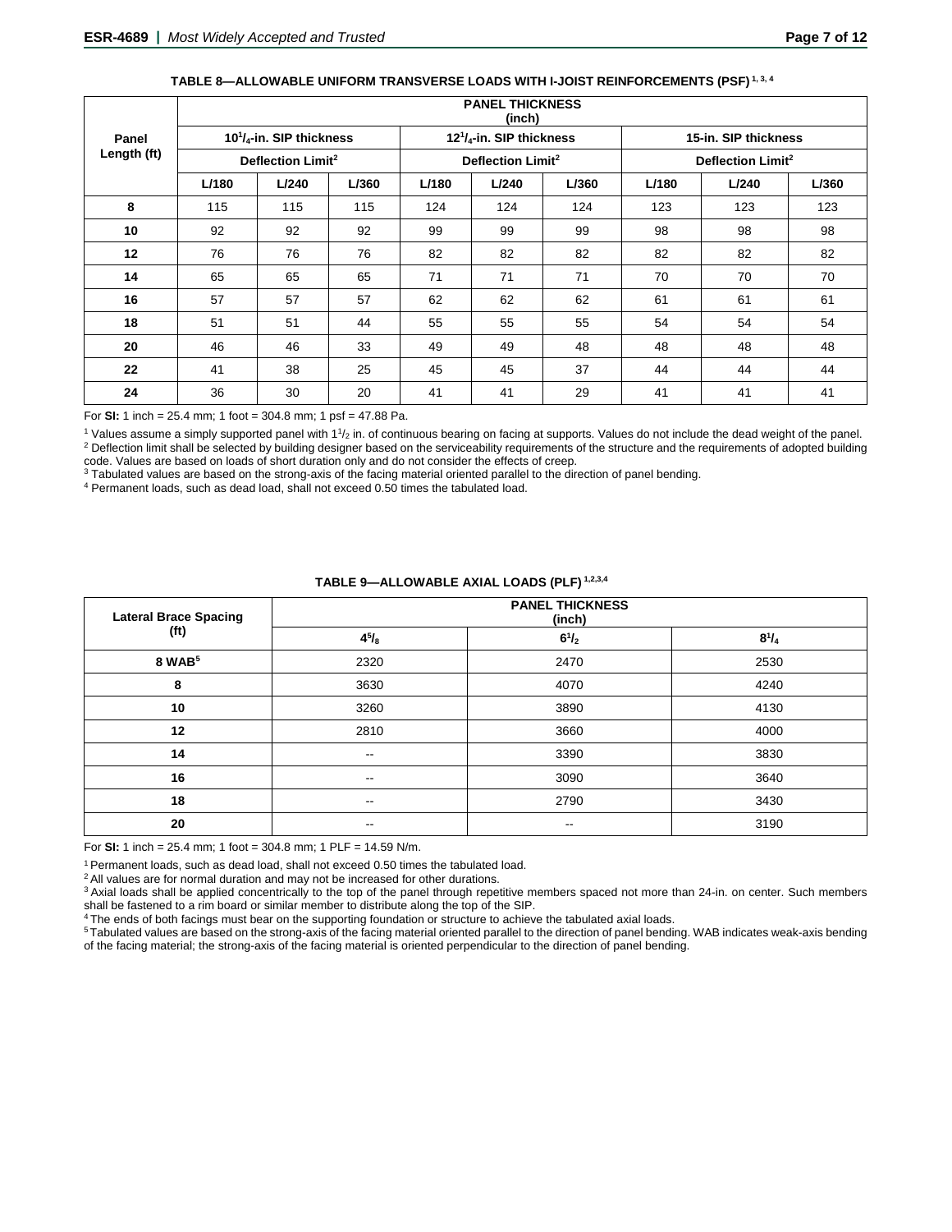**TABLE 8—ALLOWABLE UNIFORM TRANSVERSE LOADS WITH I-JOIST REINFORCEMENTS (PSF)** [1, 3, 4]

| Panel Length (ft) | PANEL THICKNESS (inch) | | | | | | | | |
|---|---|---|---|---|---|---|---|---|---|
| | $10^1/_4$-in. SIP thickness | | | $12^1/_4$-in. SIP thickness | | | 15-in. SIP thickness | | |
| | Deflection Limit[2] | | | Deflection Limit[2] | | | Deflection Limit[2] | | |
| | L/180 | L/240 | L/360 | L/180 | L/240 | L/360 | L/180 | L/240 | L/360 |
| **8** | 115 | 115 | 115 | 124 | 124 | 124 | 123 | 123 | 123 |
| **10** | 92 | 92 | 92 | 99 | 99 | 99 | 98 | 98 | 98 |
| **12** | 76 | 76 | 76 | 82 | 82 | 82 | 82 | 82 | 82 |
| **14** | 65 | 65 | 65 | 71 | 71 | 71 | 70 | 70 | 70 |
| **16** | 57 | 57 | 57 | 62 | 62 | 62 | 61 | 61 | 61 |
| **18** | 51 | 51 | 44 | 55 | 55 | 55 | 54 | 54 | 54 |
| **20** | 46 | 46 | 33 | 49 | 49 | 48 | 48 | 48 | 48 |
| **22** | 41 | 38 | 25 | 45 | 45 | 37 | 44 | 44 | 44 |
| **24** | 36 | 30 | 20 | 41 | 41 | 29 | 41 | 41 | 41 |

For **SI:** 1 inch = 25.4 mm; 1 foot = 304.8 mm; 1 psf = 47.88 Pa.

[1] Values assume a simply supported panel with $1^1/_2$ in. of continuous bearing on facing at supports. Values do not include the dead weight of the panel.
[2] Deflection limit shall be selected by building designer based on the serviceability requirements of the structure and the requirements of adopted building code. Values are based on loads of short duration only and do not consider the effects of creep.
[3] Tabulated values are based on the strong-axis of the facing material oriented parallel to the direction of panel bending.
[4] Permanent loads, such as dead load, shall not exceed 0.50 times the tabulated load.

**TABLE 9—ALLOWABLE AXIAL LOADS (PLF)** [1,2,3,4]

| Lateral Brace Spacing (ft) | PANEL THICKNESS (inch) | | |
|---|---|---|---|
| | $4^5/_8$ | $6^1/_2$ | $8^1/_4$ |
| **8 WAB**[5] | 2320 | 2470 | 2530 |
| **8** | 3630 | 4070 | 4240 |
| **10** | 3260 | 3890 | 4130 |
| **12** | 2810 | 3660 | 4000 |
| **14** | -- | 3390 | 3830 |
| **16** | -- | 3090 | 3640 |
| **18** | -- | 2790 | 3430 |
| **20** | -- | -- | 3190 |

For **SI:** 1 inch = 25.4 mm; 1 foot = 304.8 mm; 1 PLF = 14.59 N/m.

[1] Permanent loads, such as dead load, shall not exceed 0.50 times the tabulated load.
[2] All values are for normal duration and may not be increased for other durations.
[3] Axial loads shall be applied concentrically to the top of the panel through repetitive members spaced not more than 24-in. on center. Such members shall be fastened to a rim board or similar member to distribute along the top of the SIP.
[4] The ends of both facings must bear on the supporting foundation or structure to achieve the tabulated axial loads.
[5] Tabulated values are based on the strong-axis of the facing material oriented parallel to the direction of panel bending. WAB indicates weak-axis bending of the facing material; the strong-axis of the facing material is oriented perpendicular to the direction of panel bending.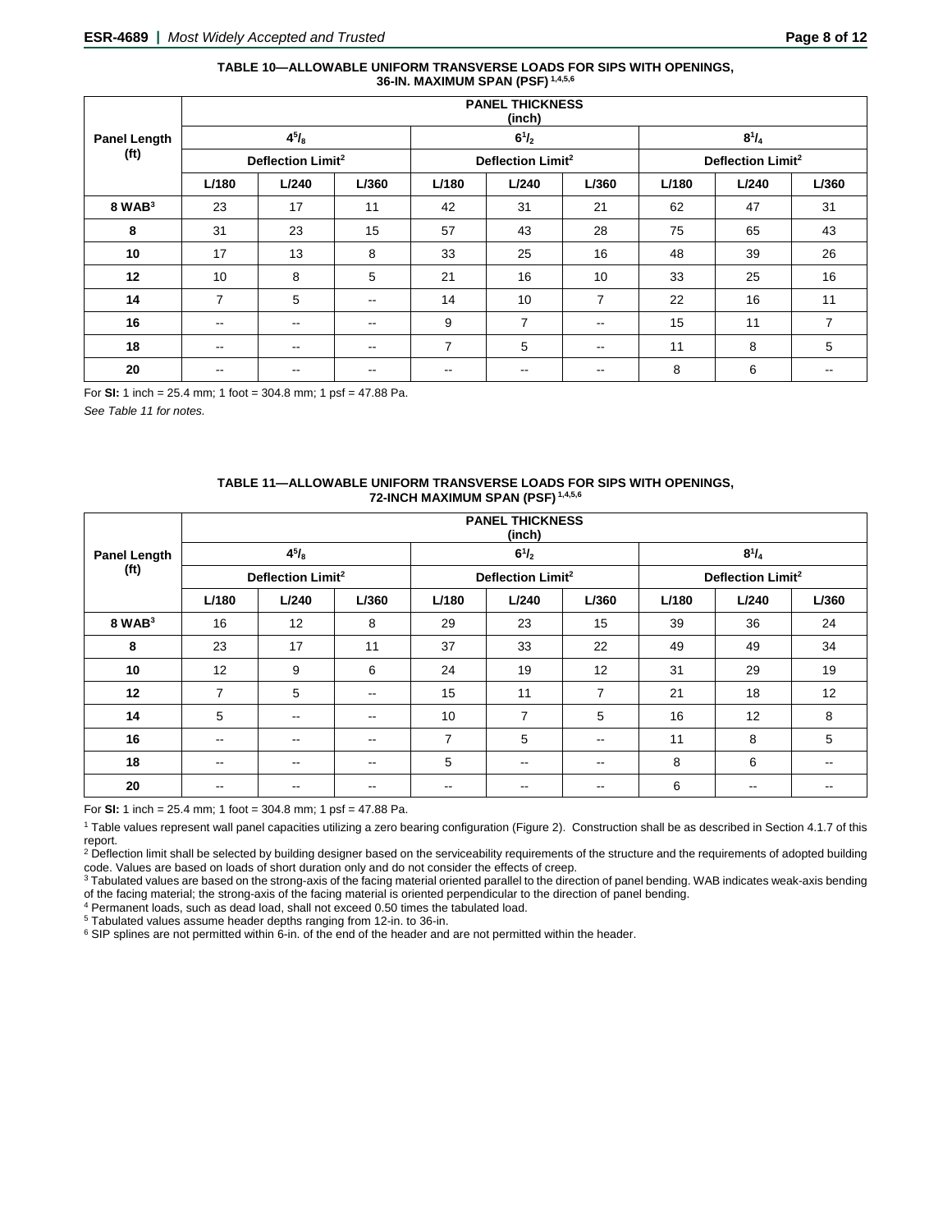**TABLE 10—ALLOWABLE UNIFORM TRANSVERSE LOADS FOR SIPS WITH OPENINGS, 36-IN. MAXIMUM SPAN (PSF)** [1,4,5,6]

| Panel Length (ft) | PANEL THICKNESS (inch) | | | | | | | | |
|---|---|---|---|---|---|---|---|---|---|
| | $4^5/_8$ | | | $6^1/_2$ | | | $8^1/_4$ | | |
| | Deflection Limit[2] | | | Deflection Limit[2] | | | Deflection Limit[2] | | |
| | L/180 | L/240 | L/360 | L/180 | L/240 | L/360 | L/180 | L/240 | L/360 |
| **8 WAB**[3] | 23 | 17 | 11 | 42 | 31 | 21 | 62 | 47 | 31 |
| **8** | 31 | 23 | 15 | 57 | 43 | 28 | 75 | 65 | 43 |
| **10** | 17 | 13 | 8 | 33 | 25 | 16 | 48 | 39 | 26 |
| **12** | 10 | 8 | 5 | 21 | 16 | 10 | 33 | 25 | 16 |
| **14** | 7 | 5 | -- | 14 | 10 | 7 | 22 | 16 | 11 |
| **16** | -- | -- | -- | 9 | 7 | -- | 15 | 11 | 7 |
| **18** | -- | -- | -- | 7 | 5 | -- | 11 | 8 | 5 |
| **20** | -- | -- | -- | -- | -- | -- | 8 | 6 | -- |

For **SI:** 1 inch = 25.4 mm; 1 foot = 304.8 mm; 1 psf = 47.88 Pa.

*See Table 11 for notes.*

**TABLE 11—ALLOWABLE UNIFORM TRANSVERSE LOADS FOR SIPS WITH OPENINGS, 72-INCH MAXIMUM SPAN (PSF)** [1,4,5,6]

| Panel Length (ft) | PANEL THICKNESS (inch) | | | | | | | | |
|---|---|---|---|---|---|---|---|---|---|
| | $4^5/_8$ | | | $6^1/_2$ | | | $8^1/_4$ | | |
| | Deflection Limit[2] | | | Deflection Limit[2] | | | Deflection Limit[2] | | |
| | L/180 | L/240 | L/360 | L/180 | L/240 | L/360 | L/180 | L/240 | L/360 |
| **8 WAB**[3] | 16 | 12 | 8 | 29 | 23 | 15 | 39 | 36 | 24 |
| **8** | 23 | 17 | 11 | 37 | 33 | 22 | 49 | 49 | 34 |
| **10** | 12 | 9 | 6 | 24 | 19 | 12 | 31 | 29 | 19 |
| **12** | 7 | 5 | -- | 15 | 11 | 7 | 21 | 18 | 12 |
| **14** | 5 | -- | -- | 10 | 7 | 5 | 16 | 12 | 8 |
| **16** | -- | -- | -- | 7 | 5 | -- | 11 | 8 | 5 |
| **18** | -- | -- | -- | 5 | -- | -- | 8 | 6 | -- |
| **20** | -- | -- | -- | -- | -- | -- | 6 | -- | -- |

For **SI:** 1 inch = 25.4 mm; 1 foot = 304.8 mm; 1 psf = 47.88 Pa.

[1] Table values represent wall panel capacities utilizing a zero bearing configuration (Figure 2). Construction shall be as described in Section 4.1.7 of this report.

[2] Deflection limit shall be selected by building designer based on the serviceability requirements of the structure and the requirements of adopted building code. Values are based on loads of short duration only and do not consider the effects of creep.

[3] Tabulated values are based on the strong-axis of the facing material oriented parallel to the direction of panel bending. WAB indicates weak-axis bending of the facing material; the strong-axis of the facing material is oriented perpendicular to the direction of panel bending.

[4] Permanent loads, such as dead load, shall not exceed 0.50 times the tabulated load.

[5] Tabulated values assume header depths ranging from 12-in. to 36-in.

[6] SIP splines are not permitted within 6-in. of the end of the header and are not permitted within the header.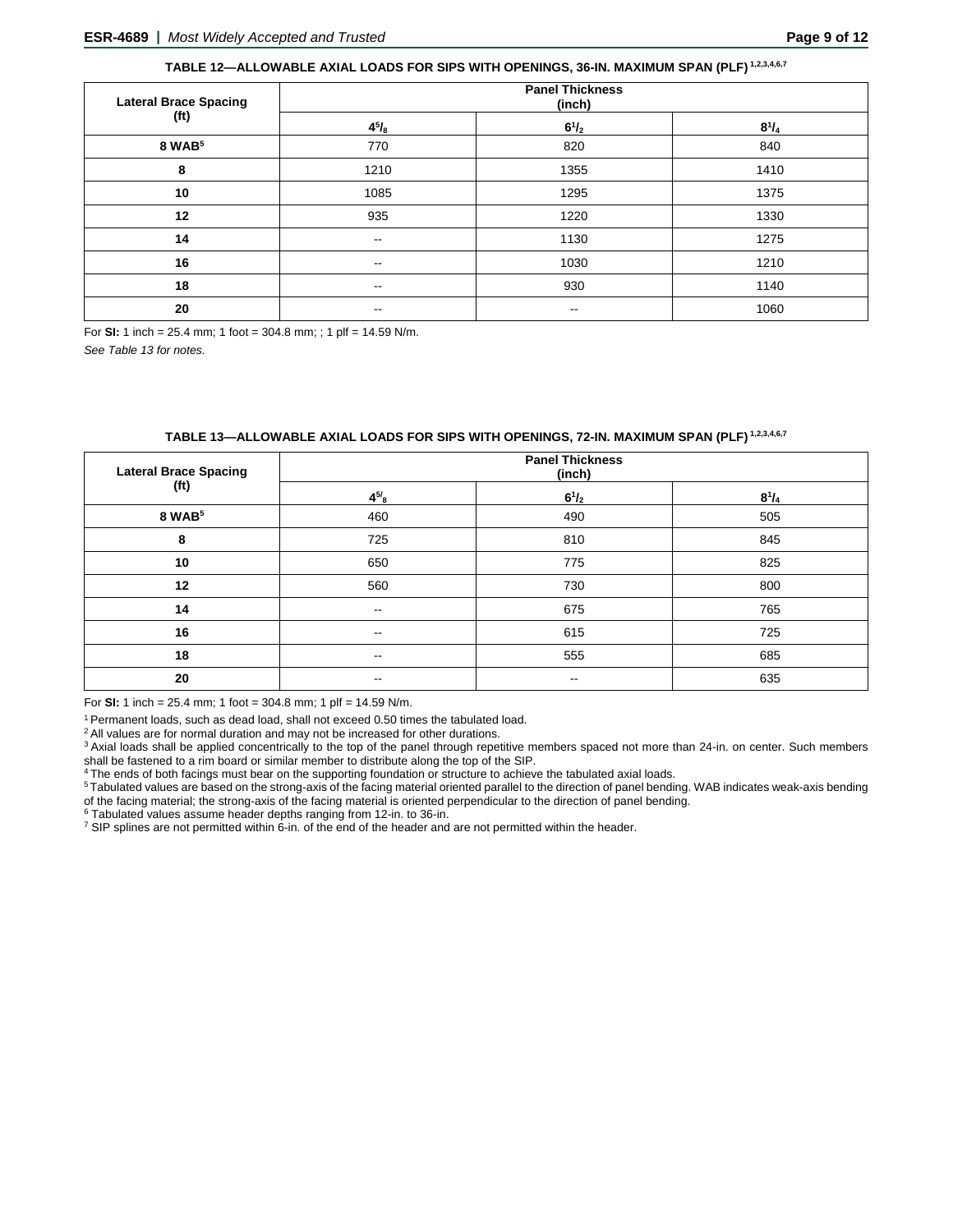**TABLE 12—ALLOWABLE AXIAL LOADS FOR SIPS WITH OPENINGS, 36-IN. MAXIMUM SPAN (PLF)** [1,2,3,4,6,7]

| Lateral Brace Spacing (ft) | Panel Thickness (inch) | | |
|---|---|---|---|
| | $4^5/_8$ | $6^1/_2$ | $8^1/_4$ |
| 8 WAB[5] | 770 | 820 | 840 |
| 8 | 1210 | 1355 | 1410 |
| 10 | 1085 | 1295 | 1375 |
| 12 | 935 | 1220 | 1330 |
| 14 | -- | 1130 | 1275 |
| 16 | -- | 1030 | 1210 |
| 18 | -- | 930 | 1140 |
| 20 | -- | -- | 1060 |

For **SI:** 1 inch = 25.4 mm; 1 foot = 304.8 mm; ; 1 plf = 14.59 N/m.

*See Table 13 for notes.*

**TABLE 13—ALLOWABLE AXIAL LOADS FOR SIPS WITH OPENINGS, 72-IN. MAXIMUM SPAN (PLF)** [1,2,3,4,6,7]

| Lateral Brace Spacing (ft) | Panel Thickness (inch) | | |
|---|---|---|---|
| | $4^5/_8$ | $6^1/_2$ | $8^1/_4$ |
| 8 WAB[5] | 460 | 490 | 505 |
| 8 | 725 | 810 | 845 |
| 10 | 650 | 775 | 825 |
| 12 | 560 | 730 | 800 |
| 14 | -- | 675 | 765 |
| 16 | -- | 615 | 725 |
| 18 | -- | 555 | 685 |
| 20 | -- | -- | 635 |

For **SI:** 1 inch = 25.4 mm; 1 foot = 304.8 mm; 1 plf = 14.59 N/m.

[1] Permanent loads, such as dead load, shall not exceed 0.50 times the tabulated load.
[2] All values are for normal duration and may not be increased for other durations.
[3] Axial loads shall be applied concentrically to the top of the panel through repetitive members spaced not more than 24-in. on center. Such members shall be fastened to a rim board or similar member to distribute along the top of the SIP.
[4] The ends of both facings must bear on the supporting foundation or structure to achieve the tabulated axial loads.
[5] Tabulated values are based on the strong-axis of the facing material oriented parallel to the direction of panel bending. WAB indicates weak-axis bending of the facing material; the strong-axis of the facing material is oriented perpendicular to the direction of panel bending.
[6] Tabulated values assume header depths ranging from 12-in. to 36-in.
[7] SIP splines are not permitted within 6-in. of the end of the header and are not permitted within the header.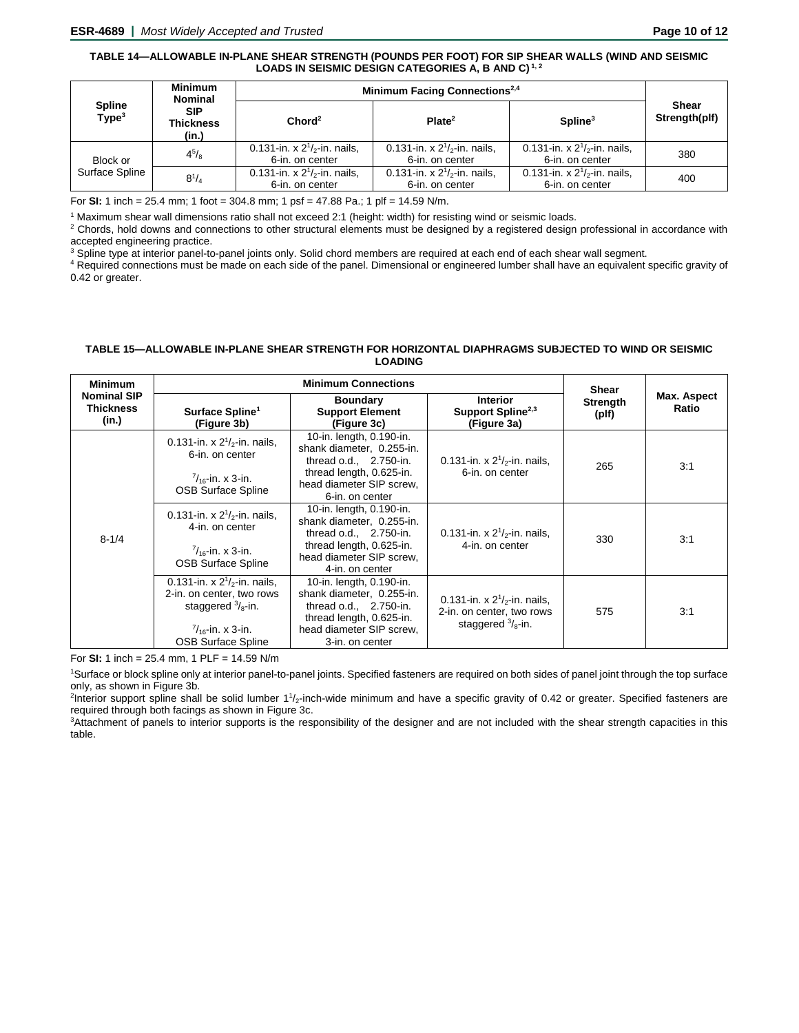**TABLE 14—ALLOWABLE IN-PLANE SHEAR STRENGTH (POUNDS PER FOOT) FOR SIP SHEAR WALLS (WIND AND SEISMIC LOADS IN SEISMIC DESIGN CATEGORIES A, B AND C)[1, 2]**

| Spline Type[3] | Minimum Nominal SIP Thickness (in.) | Minimum Facing Connections[2,4] | | | Shear Strength(plf) |
|---|---|---|---|---|---|
| | | Chord[2] | Plate[2] | Spline[3] | |
| Block or Surface Spline | $4^5/_8$ | 0.131-in. x $2^1/_2$-in. nails, 6-in. on center | 0.131-in. x $2^1/_2$-in. nails, 6-in. on center | 0.131-in. x $2^1/_2$-in. nails, 6-in. on center | 380 |
| | $8^1/_4$ | 0.131-in. x $2^1/_2$-in. nails, 6-in. on center | 0.131-in. x $2^1/_2$-in. nails, 6-in. on center | 0.131-in. x $2^1/_2$-in. nails, 6-in. on center | 400 |

For **SI:** 1 inch = 25.4 mm; 1 foot = 304.8 mm; 1 psf = 47.88 Pa.; 1 plf = 14.59 N/m.

[1] Maximum shear wall dimensions ratio shall not exceed 2:1 (height: width) for resisting wind or seismic loads.
[2] Chords, hold downs and connections to other structural elements must be designed by a registered design professional in accordance with accepted engineering practice.
[3] Spline type at interior panel-to-panel joints only. Solid chord members are required at each end of each shear wall segment.
[4] Required connections must be made on each side of the panel. Dimensional or engineered lumber shall have an equivalent specific gravity of 0.42 or greater.

**TABLE 15—ALLOWABLE IN-PLANE SHEAR STRENGTH FOR HORIZONTAL DIAPHRAGMS SUBJECTED TO WIND OR SEISMIC LOADING**

| Minimum Nominal SIP Thickness (in.) | Minimum Connections | | | Shear Strength (plf) | Max. Aspect Ratio |
|---|---|---|---|---|---|
| | Surface Spline[1] (Figure 3b) | Boundary Support Element (Figure 3c) | Interior Support Spline[2,3] (Figure 3a) | | |
| 8-1/4 | 0.131-in. x $2^1/_2$-in. nails, 6-in. on center<br>$^7/_{16}$-in. x 3-in. OSB Surface Spline | 10-in. length, 0.190-in. shank diameter, 0.255-in. thread o.d., 2.750-in. thread length, 0.625-in. head diameter SIP screw, 6-in. on center | 0.131-in. x $2^1/_2$-in. nails, 6-in. on center | 265 | 3:1 |
| | 0.131-in. x $2^1/_2$-in. nails, 4-in. on center<br>$^7/_{16}$-in. x 3-in. OSB Surface Spline | 10-in. length, 0.190-in. shank diameter, 0.255-in. thread o.d., 2.750-in. thread length, 0.625-in. head diameter SIP screw, 4-in. on center | 0.131-in. x $2^1/_2$-in. nails, 4-in. on center | 330 | 3:1 |
| | 0.131-in. x $2^1/_2$-in. nails, 2-in. on center, two rows staggered $^3/_8$-in.<br>$^7/_{16}$-in. x 3-in. OSB Surface Spline | 10-in. length, 0.190-in. shank diameter, 0.255-in. thread o.d., 2.750-in. thread length, 0.625-in. head diameter SIP screw, 3-in. on center | 0.131-in. x $2^1/_2$-in. nails, 2-in. on center, two rows staggered $^3/_8$-in. | 575 | 3:1 |

For **SI:** 1 inch = 25.4 mm, 1 PLF = 14.59 N/m

[1]Surface or block spline only at interior panel-to-panel joints. Specified fasteners are required on both sides of panel joint through the top surface only, as shown in Figure 3b.
[2]Interior support spline shall be solid lumber $1^1/_2$-inch-wide minimum and have a specific gravity of 0.42 or greater. Specified fasteners are required through both facings as shown in Figure 3c.
[3]Attachment of panels to interior supports is the responsibility of the designer and are not included with the shear strength capacities in this table.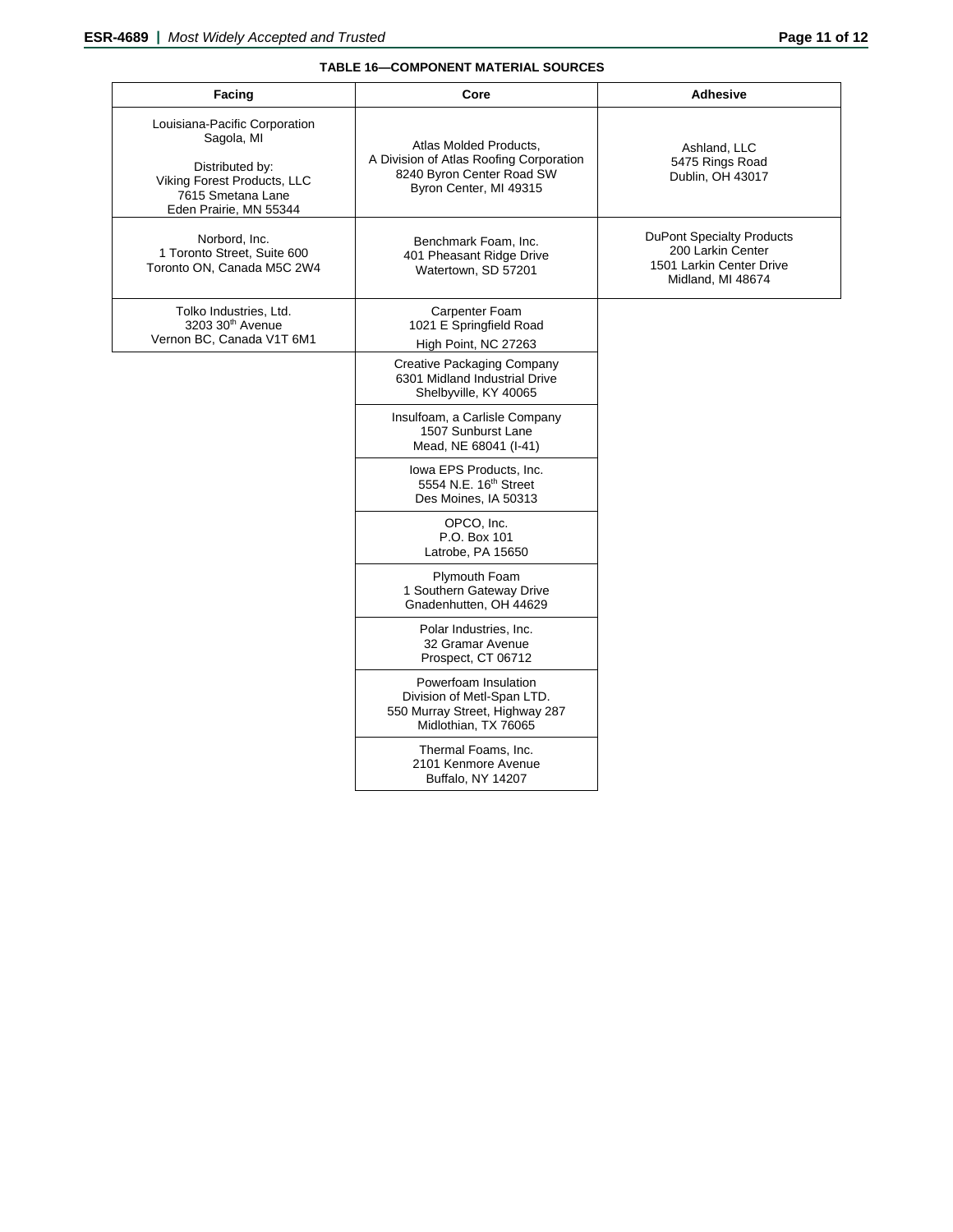**TABLE 16—COMPONENT MATERIAL SOURCES**

| Facing | Core | Adhesive |
|---|---|---|
| Louisiana-Pacific Corporation<br>Sagola, MI<br><br>Distributed by:<br>Viking Forest Products, LLC<br>7615 Smetana Lane<br>Eden Prairie, MN 55344 | Atlas Molded Products,<br>A Division of Atlas Roofing Corporation<br>8240 Byron Center Road SW<br>Byron Center, MI 49315 | Ashland, LLC<br>5475 Rings Road<br>Dublin, OH 43017 |
| Norbord, Inc.<br>1 Toronto Street, Suite 600<br>Toronto ON, Canada M5C 2W4 | Benchmark Foam, Inc.<br>401 Pheasant Ridge Drive<br>Watertown, SD 57201 | DuPont Specialty Products<br>200 Larkin Center<br>1501 Larkin Center Drive<br>Midland, MI 48674 |
| Tolko Industries, Ltd.<br>3203 30th Avenue<br>Vernon BC, Canada V1T 6M1 | Carpenter Foam<br>1021 E Springfield Road<br>High Point, NC 27263 | |
| | Creative Packaging Company<br>6301 Midland Industrial Drive<br>Shelbyville, KY 40065 | |
| | Insulfoam, a Carlisle Company<br>1507 Sunburst Lane<br>Mead, NE 68041 (I-41) | |
| | Iowa EPS Products, Inc.<br>5554 N.E. 16th Street<br>Des Moines, IA 50313 | |
| | OPCO, Inc.<br>P.O. Box 101<br>Latrobe, PA 15650 | |
| | Plymouth Foam<br>1 Southern Gateway Drive<br>Gnadenhutten, OH 44629 | |
| | Polar Industries, Inc.<br>32 Gramar Avenue<br>Prospect, CT 06712 | |
| | Powerfoam Insulation<br>Division of Metl-Span LTD.<br>550 Murray Street, Highway 287<br>Midlothian, TX 76065 | |
| | Thermal Foams, Inc.<br>2101 Kenmore Avenue<br>Buffalo, NY 14207 | |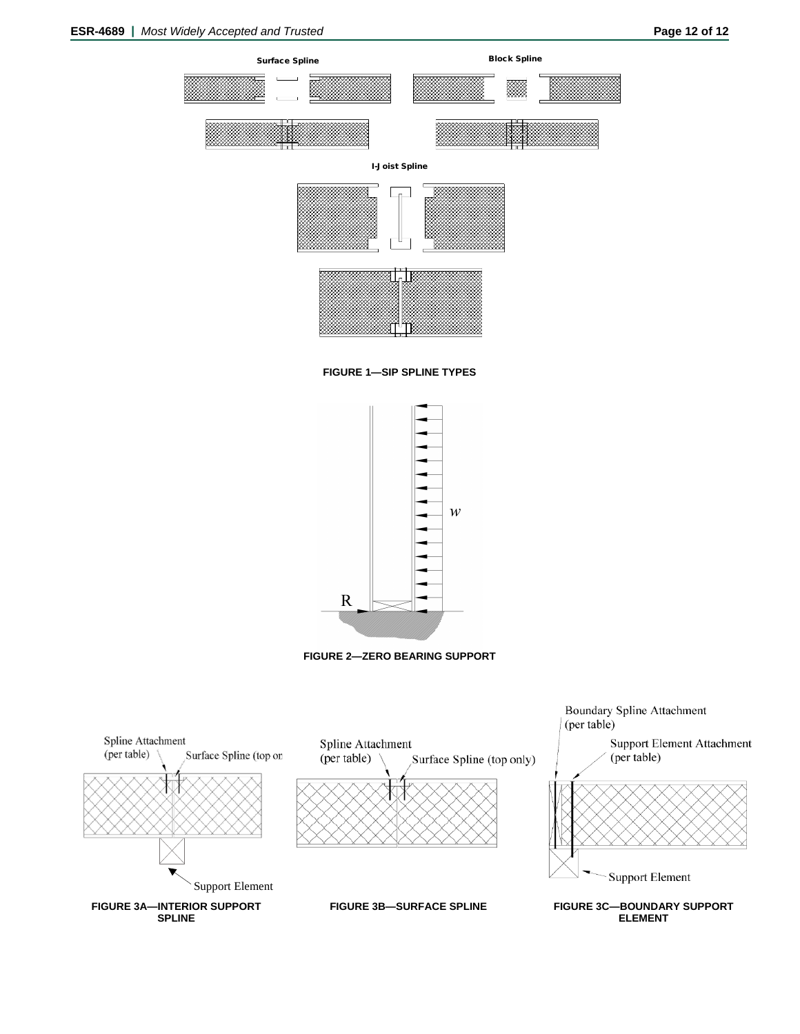Surface Spline

Block Spline

I-Joist Spline

**FIGURE 1—SIP SPLINE TYPES**

$w$

R

**FIGURE 2—ZERO BEARING SUPPORT**

Spline Attachment (per table)

Surface Spline (top on

Support Element

**FIGURE 3A—INTERIOR SUPPORT SPLINE**

Spline Attachment (per table)

Surface Spline (top only)

**FIGURE 3B—SURFACE SPLINE**

Boundary Spline Attachment (per table)

Support Element Attachment (per table)

Support Element

**FIGURE 3C—BOUNDARY SUPPORT ELEMENT**